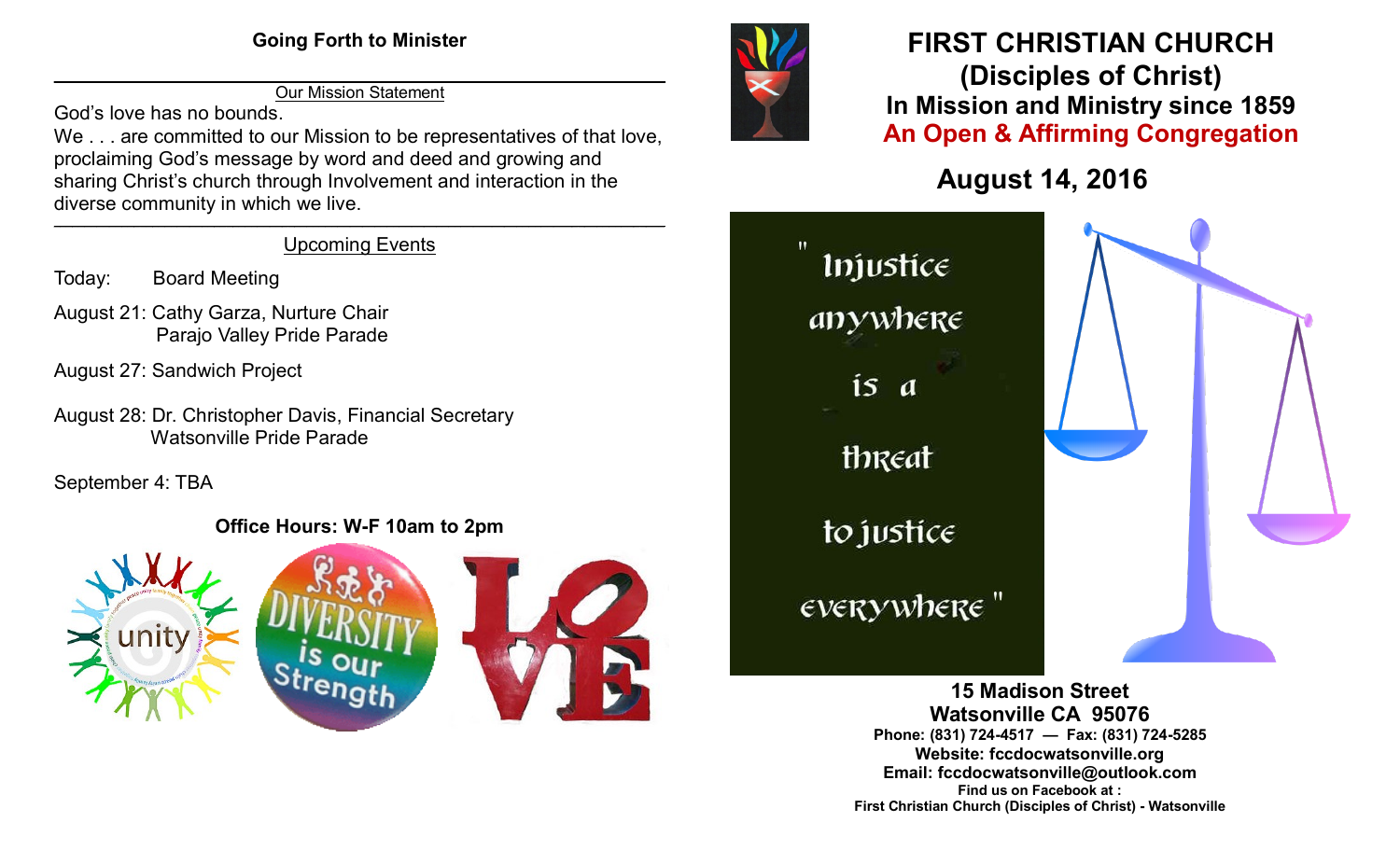## Going Forth to Minister

Our Mission Statement

God's love has no bounds.

We . . . are committed to our Mission to be representatives of that love, proclaiming God's message by word and deed and growing and sharing Christ's church through Involvement and interaction in the diverse community in which we live.

Upcoming Events

Today: Board Meeting

August 21: Cathy Garza, Nurture Chair
Parajo Valley Pride Parade

August 27: Sandwich Project

August 28: Dr. Christopher Davis, Financial Secretary
Watsonville Pride Parade

September 4: TBA

**Office Hours: W-F 10am to 2pm**

unity

DIVERSITY is our Strength

LOVE

# FIRST CHRISTIAN CHURCH
# (Disciples of Christ)

## In Mission and Ministry since 1859

## An Open & Affirming Congregation

## August 14, 2016

" Injustice anywhere is a threat to justice everywhere "

**15 Madison Street**
**Watsonville CA 95076**
**Phone: (831) 724-4517 — Fax: (831) 724-5285**
**Website: fccdocwatsonville.org**
**Email: fccdocwatsonville@outlook.com**
**Find us on Facebook at :**
**First Christian Church (Disciples of Christ) - Watsonville**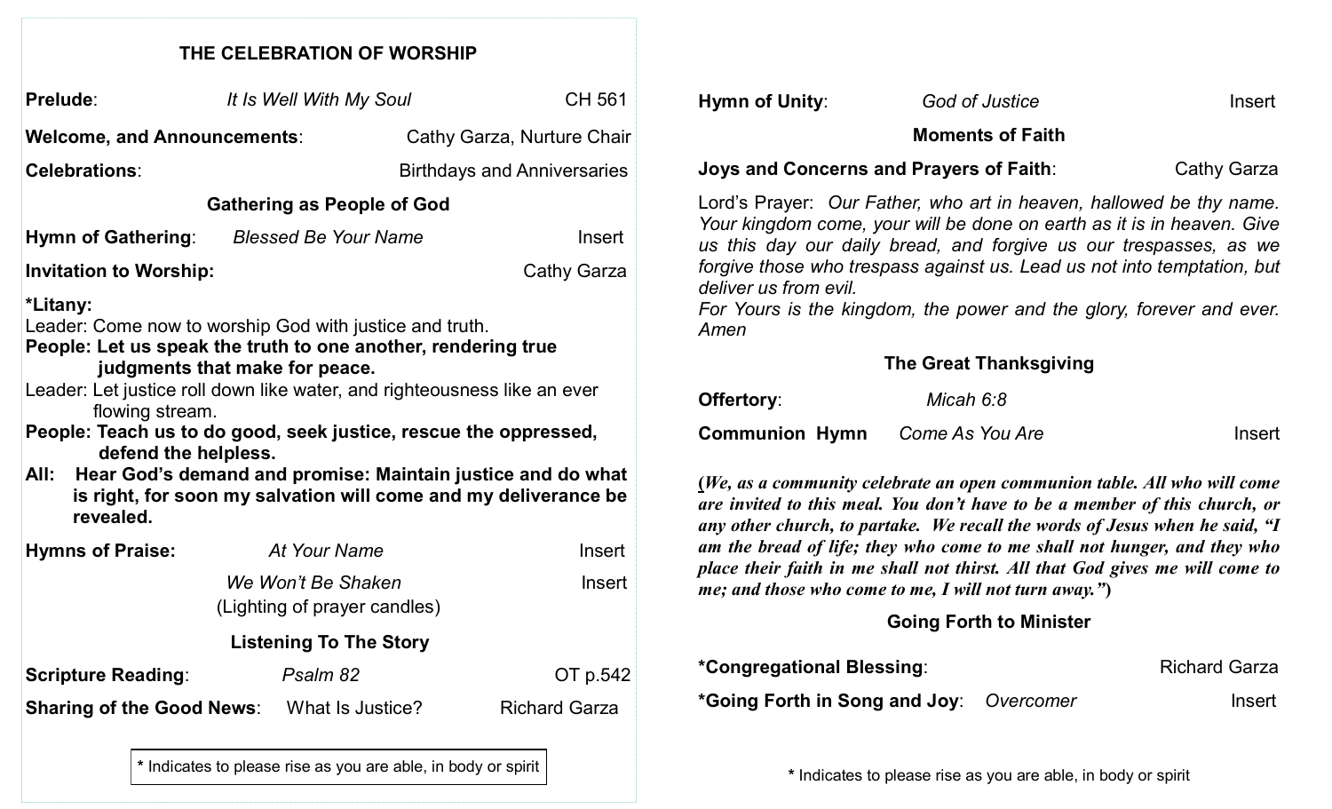## THE CELEBRATION OF WORSHIP

**Prelude**: *It Is Well With My Soul* CH 561

**Welcome, and Announcements**: Cathy Garza, Nurture Chair

**Celebrations**: Birthdays and Anniversaries

### Gathering as People of God

**Hymn of Gathering**: *Blessed Be Your Name* Insert

**Invitation to Worship:** Cathy Garza

**\*Litany:**

Leader: Come now to worship God with justice and truth.

**People: Let us speak the truth to one another, rendering true judgments that make for peace.**

Leader: Let justice roll down like water, and righteousness like an ever flowing stream.

**People: Teach us to do good, seek justice, rescue the oppressed, defend the helpless.**

**All: Hear God's demand and promise: Maintain justice and do what is right, for soon my salvation will come and my deliverance be revealed.**

**Hymns of Praise:** *At Your Name* Insert

*We Won't Be Shaken* Insert
(Lighting of prayer candles)

### Listening To The Story

**Scripture Reading**: *Psalm 82* OT p.542

**Sharing of the Good News**: What Is Justice? Richard Garza

\* Indicates to please rise as you are able, in body or spirit

**Hymn of Unity**: *God of Justice* Insert

### Moments of Faith

**Joys and Concerns and Prayers of Faith**: Cathy Garza

Lord's Prayer: *Our Father, who art in heaven, hallowed be thy name. Your kingdom come, your will be done on earth as it is in heaven. Give us this day our daily bread, and forgive us our trespasses, as we forgive those who trespass against us. Lead us not into temptation, but deliver us from evil.*
*For Yours is the kingdom, the power and the glory, forever and ever. Amen*

### The Great Thanksgiving

**Offertory**: *Micah 6:8*

**Communion Hymn** *Come As You Are* Insert

**(*We, as a community celebrate an open communion table. All who will come are invited to this meal. You don't have to be a member of this church, or any other church, to partake. We recall the words of Jesus when he said, "I am the bread of life; they who come to me shall not hunger, and they who place their faith in me shall not thirst. All that God gives me will come to me; and those who come to me, I will not turn away."*)**

### Going Forth to Minister

**\*Congregational Blessing**: Richard Garza

**\*Going Forth in Song and Joy**: *Overcomer* Insert

\* Indicates to please rise as you are able, in body or spirit